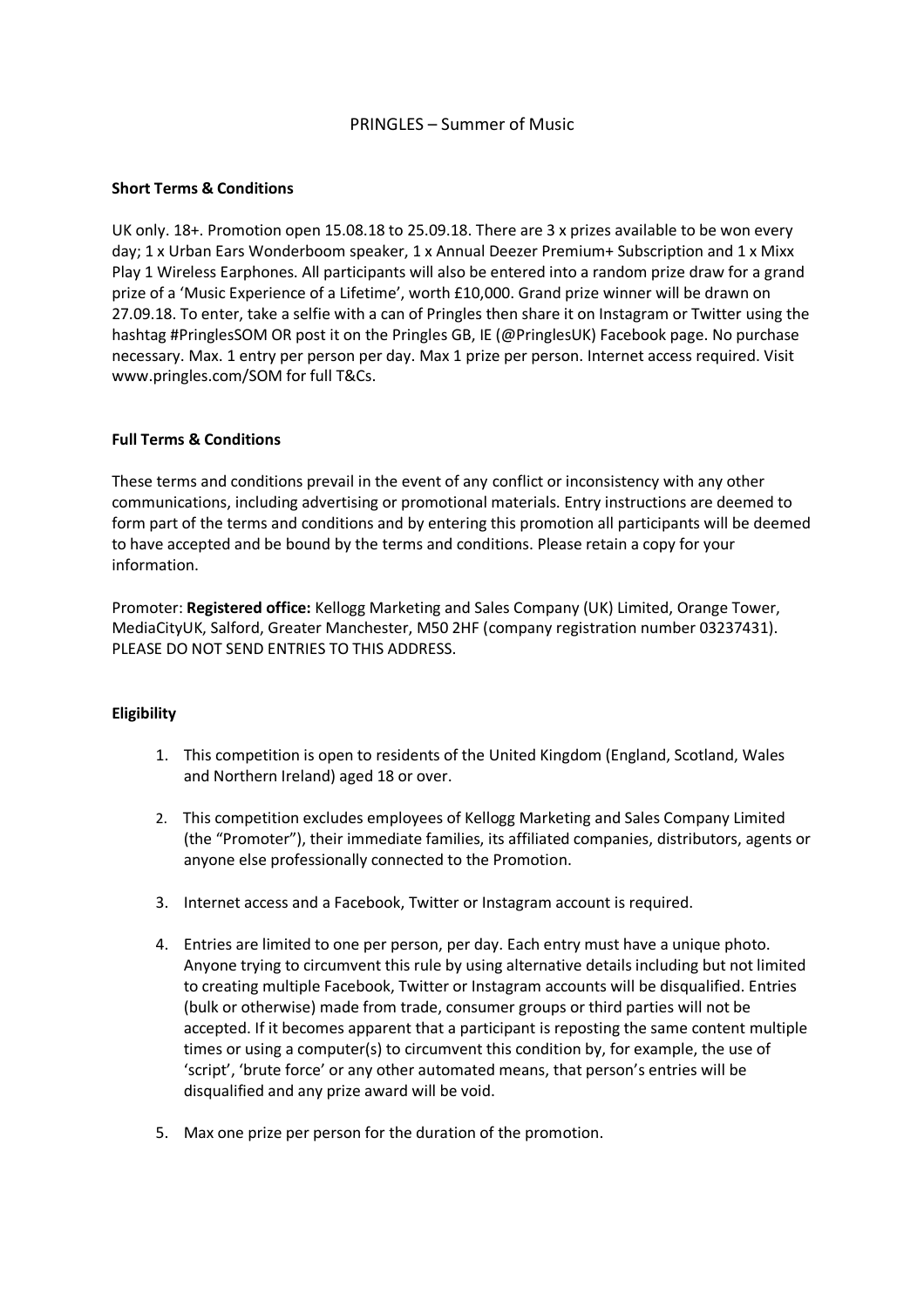# PRINGLES – Summer of Music

**Short Terms & Conditions**

UK only. 18+. Promotion open 15.08.18 to 25.09.18. There are 3 x prizes available to be won every day; 1 x Urban Ears Wonderboom speaker, 1 x Annual Deezer Premium+ Subscription and 1 x Mixx Play 1 Wireless Earphones. All participants will also be entered into a random prize draw for a grand prize of a 'Music Experience of a Lifetime', worth £10,000. Grand prize winner will be drawn on 27.09.18. To enter, take a selfie with a can of Pringles then share it on Instagram or Twitter using the hashtag #PringlesSOM OR post it on the Pringles GB, IE (@PringlesUK) Facebook page. No purchase necessary. Max. 1 entry per person per day. Max 1 prize per person. Internet access required. Visit www.pringles.com/SOM for full T&Cs.

**Full Terms & Conditions**

These terms and conditions prevail in the event of any conflict or inconsistency with any other communications, including advertising or promotional materials. Entry instructions are deemed to form part of the terms and conditions and by entering this promotion all participants will be deemed to have accepted and be bound by the terms and conditions. Please retain a copy for your information.

Promoter: **Registered office:** Kellogg Marketing and Sales Company (UK) Limited, Orange Tower, MediaCityUK, Salford, Greater Manchester, M50 2HF (company registration number 03237431). PLEASE DO NOT SEND ENTRIES TO THIS ADDRESS.

**Eligibility**

1. This competition is open to residents of the United Kingdom (England, Scotland, Wales and Northern Ireland) aged 18 or over.

2. This competition excludes employees of Kellogg Marketing and Sales Company Limited (the "Promoter"), their immediate families, its affiliated companies, distributors, agents or anyone else professionally connected to the Promotion.

3. Internet access and a Facebook, Twitter or Instagram account is required.

4. Entries are limited to one per person, per day. Each entry must have a unique photo. Anyone trying to circumvent this rule by using alternative details including but not limited to creating multiple Facebook, Twitter or Instagram accounts will be disqualified. Entries (bulk or otherwise) made from trade, consumer groups or third parties will not be accepted. If it becomes apparent that a participant is reposting the same content multiple times or using a computer(s) to circumvent this condition by, for example, the use of 'script', 'brute force' or any other automated means, that person's entries will be disqualified and any prize award will be void.

5. Max one prize per person for the duration of the promotion.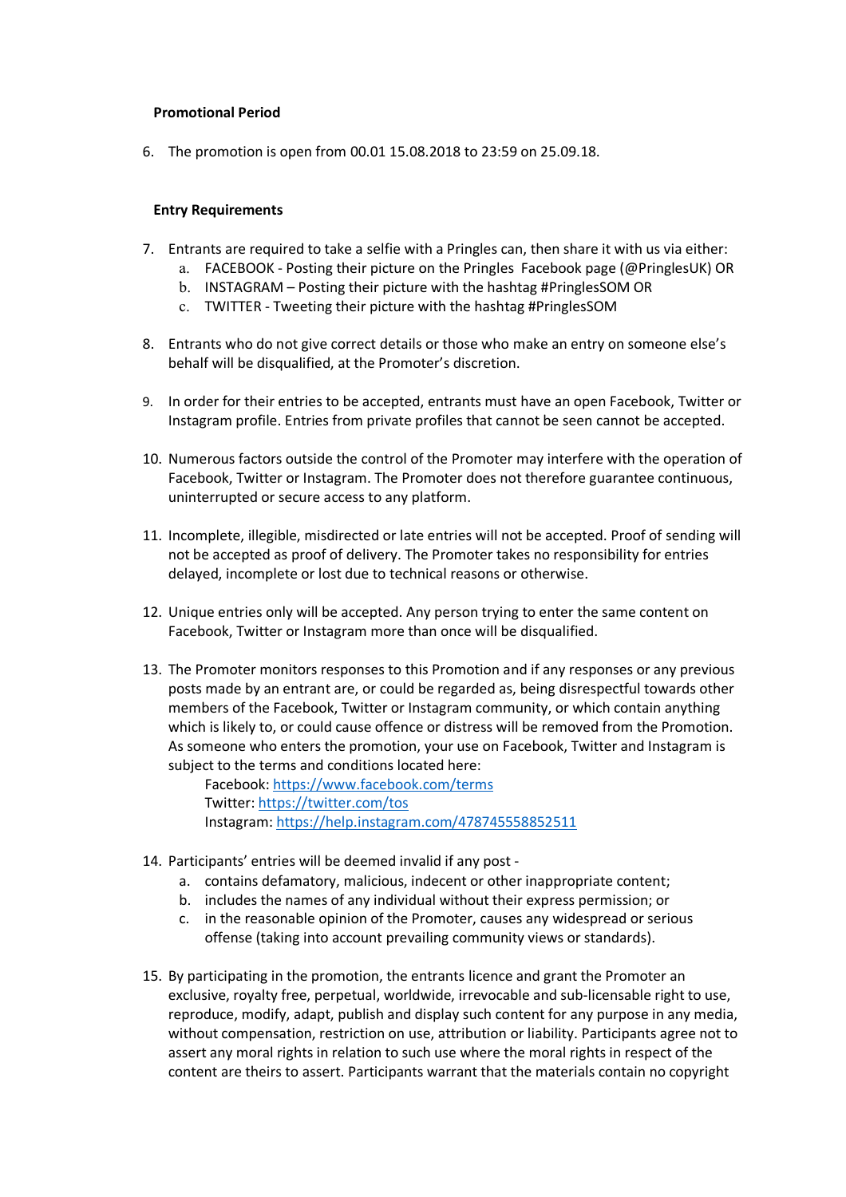**Promotional Period**

6. The promotion is open from 00.01 15.08.2018 to 23:59 on 25.09.18.

**Entry Requirements**

7. Entrants are required to take a selfie with a Pringles can, then share it with us via either:
   a. FACEBOOK - Posting their picture on the Pringles Facebook page (@PringlesUK) OR
   b. INSTAGRAM – Posting their picture with the hashtag #PringlesSOM OR
   c. TWITTER - Tweeting their picture with the hashtag #PringlesSOM

8. Entrants who do not give correct details or those who make an entry on someone else's behalf will be disqualified, at the Promoter's discretion.

9. In order for their entries to be accepted, entrants must have an open Facebook, Twitter or Instagram profile. Entries from private profiles that cannot be seen cannot be accepted.

10. Numerous factors outside the control of the Promoter may interfere with the operation of Facebook, Twitter or Instagram. The Promoter does not therefore guarantee continuous, uninterrupted or secure access to any platform.

11. Incomplete, illegible, misdirected or late entries will not be accepted. Proof of sending will not be accepted as proof of delivery. The Promoter takes no responsibility for entries delayed, incomplete or lost due to technical reasons or otherwise.

12. Unique entries only will be accepted. Any person trying to enter the same content on Facebook, Twitter or Instagram more than once will be disqualified.

13. The Promoter monitors responses to this Promotion and if any responses or any previous posts made by an entrant are, or could be regarded as, being disrespectful towards other members of the Facebook, Twitter or Instagram community, or which contain anything which is likely to, or could cause offence or distress will be removed from the Promotion. As someone who enters the promotion, your use on Facebook, Twitter and Instagram is subject to the terms and conditions located here:
    Facebook: https://www.facebook.com/terms
    Twitter: https://twitter.com/tos
    Instagram: https://help.instagram.com/478745558852511

14. Participants' entries will be deemed invalid if any post -
    a. contains defamatory, malicious, indecent or other inappropriate content;
    b. includes the names of any individual without their express permission; or
    c. in the reasonable opinion of the Promoter, causes any widespread or serious offense (taking into account prevailing community views or standards).

15. By participating in the promotion, the entrants licence and grant the Promoter an exclusive, royalty free, perpetual, worldwide, irrevocable and sub-licensable right to use, reproduce, modify, adapt, publish and display such content for any purpose in any media, without compensation, restriction on use, attribution or liability. Participants agree not to assert any moral rights in relation to such use where the moral rights in respect of the content are theirs to assert. Participants warrant that the materials contain no copyright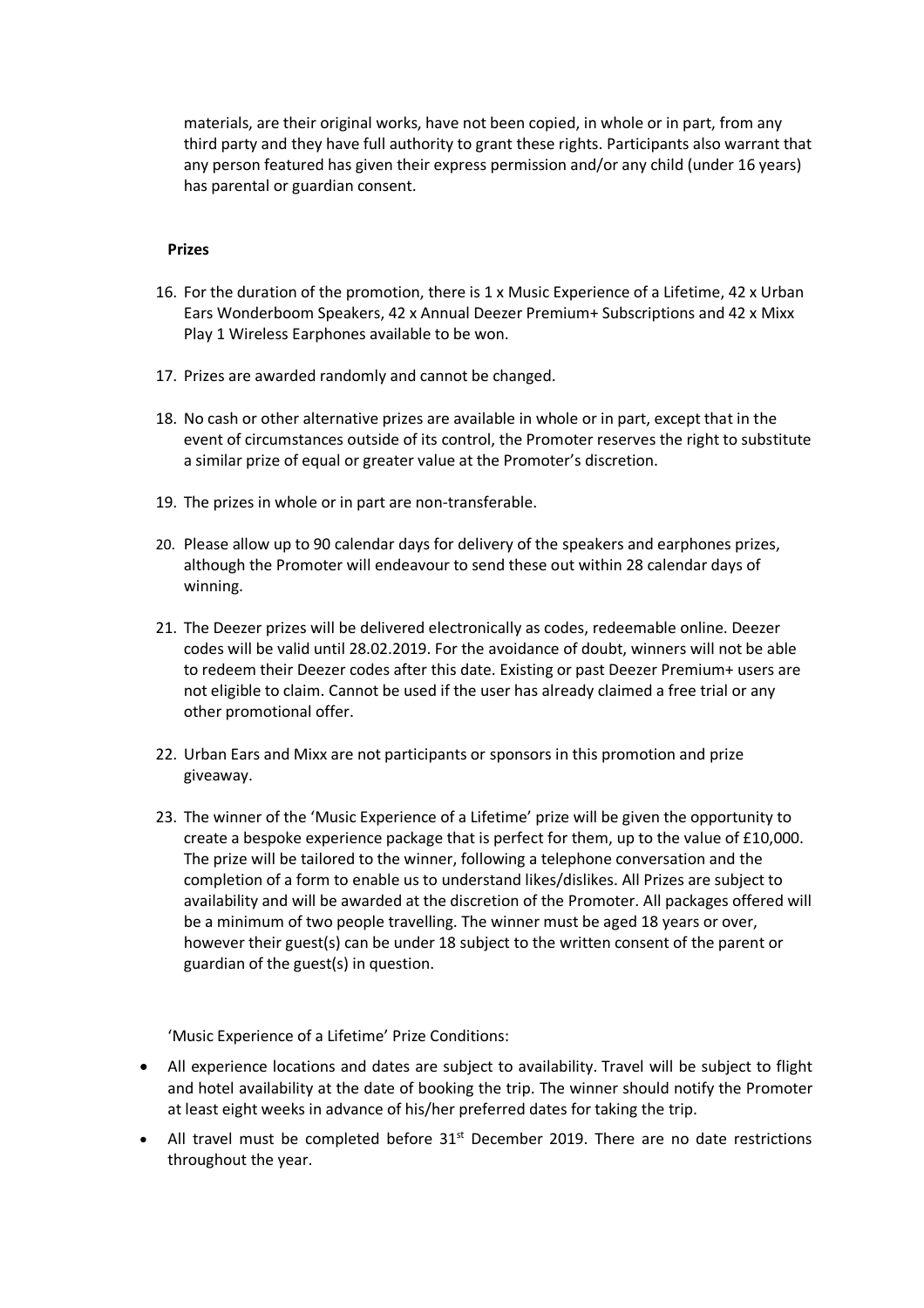materials, are their original works, have not been copied, in whole or in part, from any third party and they have full authority to grant these rights. Participants also warrant that any person featured has given their express permission and/or any child (under 16 years) has parental or guardian consent.

**Prizes**

16. For the duration of the promotion, there is 1 x Music Experience of a Lifetime, 42 x Urban Ears Wonderboom Speakers, 42 x Annual Deezer Premium+ Subscriptions and 42 x Mixx Play 1 Wireless Earphones available to be won.

17. Prizes are awarded randomly and cannot be changed.

18. No cash or other alternative prizes are available in whole or in part, except that in the event of circumstances outside of its control, the Promoter reserves the right to substitute a similar prize of equal or greater value at the Promoter's discretion.

19. The prizes in whole or in part are non-transferable.

20. Please allow up to 90 calendar days for delivery of the speakers and earphones prizes, although the Promoter will endeavour to send these out within 28 calendar days of winning.

21. The Deezer prizes will be delivered electronically as codes, redeemable online. Deezer codes will be valid until 28.02.2019. For the avoidance of doubt, winners will not be able to redeem their Deezer codes after this date. Existing or past Deezer Premium+ users are not eligible to claim. Cannot be used if the user has already claimed a free trial or any other promotional offer.

22. Urban Ears and Mixx are not participants or sponsors in this promotion and prize giveaway.

23. The winner of the 'Music Experience of a Lifetime' prize will be given the opportunity to create a bespoke experience package that is perfect for them, up to the value of £10,000. The prize will be tailored to the winner, following a telephone conversation and the completion of a form to enable us to understand likes/dislikes. All Prizes are subject to availability and will be awarded at the discretion of the Promoter. All packages offered will be a minimum of two people travelling. The winner must be aged 18 years or over, however their guest(s) can be under 18 subject to the written consent of the parent or guardian of the guest(s) in question.

'Music Experience of a Lifetime' Prize Conditions:

- All experience locations and dates are subject to availability. Travel will be subject to flight and hotel availability at the date of booking the trip. The winner should notify the Promoter at least eight weeks in advance of his/her preferred dates for taking the trip.
- All travel must be completed before 31st December 2019. There are no date restrictions throughout the year.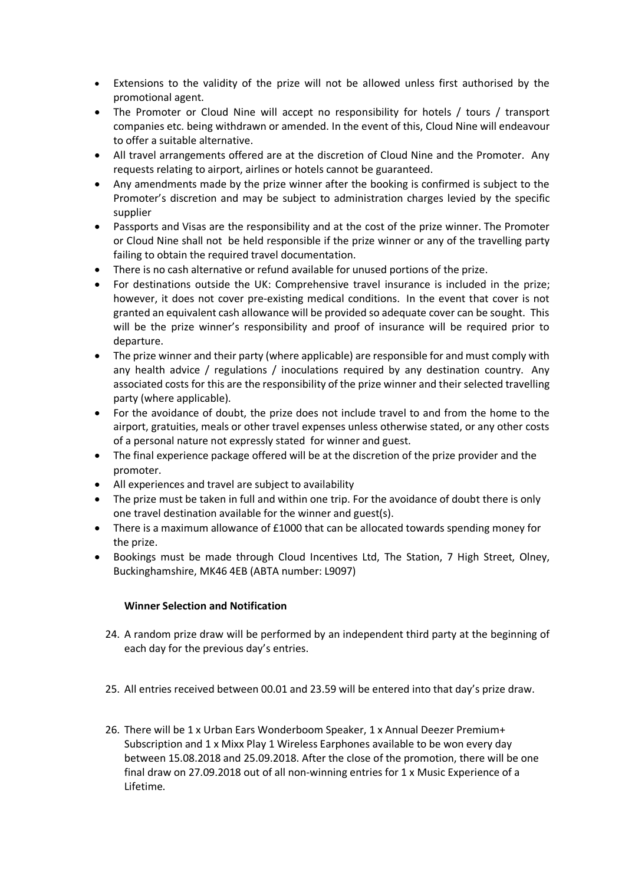- Extensions to the validity of the prize will not be allowed unless first authorised by the promotional agent.
- The Promoter or Cloud Nine will accept no responsibility for hotels / tours / transport companies etc. being withdrawn or amended. In the event of this, Cloud Nine will endeavour to offer a suitable alternative.
- All travel arrangements offered are at the discretion of Cloud Nine and the Promoter. Any requests relating to airport, airlines or hotels cannot be guaranteed.
- Any amendments made by the prize winner after the booking is confirmed is subject to the Promoter's discretion and may be subject to administration charges levied by the specific supplier
- Passports and Visas are the responsibility and at the cost of the prize winner. The Promoter or Cloud Nine shall not be held responsible if the prize winner or any of the travelling party failing to obtain the required travel documentation.
- There is no cash alternative or refund available for unused portions of the prize.
- For destinations outside the UK: Comprehensive travel insurance is included in the prize; however, it does not cover pre-existing medical conditions. In the event that cover is not granted an equivalent cash allowance will be provided so adequate cover can be sought. This will be the prize winner's responsibility and proof of insurance will be required prior to departure.
- The prize winner and their party (where applicable) are responsible for and must comply with any health advice / regulations / inoculations required by any destination country. Any associated costs for this are the responsibility of the prize winner and their selected travelling party (where applicable).
- For the avoidance of doubt, the prize does not include travel to and from the home to the airport, gratuities, meals or other travel expenses unless otherwise stated, or any other costs of a personal nature not expressly stated for winner and guest.
- The final experience package offered will be at the discretion of the prize provider and the promoter.
- All experiences and travel are subject to availability
- The prize must be taken in full and within one trip. For the avoidance of doubt there is only one travel destination available for the winner and guest(s).
- There is a maximum allowance of £1000 that can be allocated towards spending money for the prize.
- Bookings must be made through Cloud Incentives Ltd, The Station, 7 High Street, Olney, Buckinghamshire, MK46 4EB (ABTA number: L9097)

**Winner Selection and Notification**

24. A random prize draw will be performed by an independent third party at the beginning of each day for the previous day's entries.

25. All entries received between 00.01 and 23.59 will be entered into that day's prize draw.

26. There will be 1 x Urban Ears Wonderboom Speaker, 1 x Annual Deezer Premium+ Subscription and 1 x Mixx Play 1 Wireless Earphones available to be won every day between 15.08.2018 and 25.09.2018. After the close of the promotion, there will be one final draw on 27.09.2018 out of all non-winning entries for 1 x Music Experience of a Lifetime.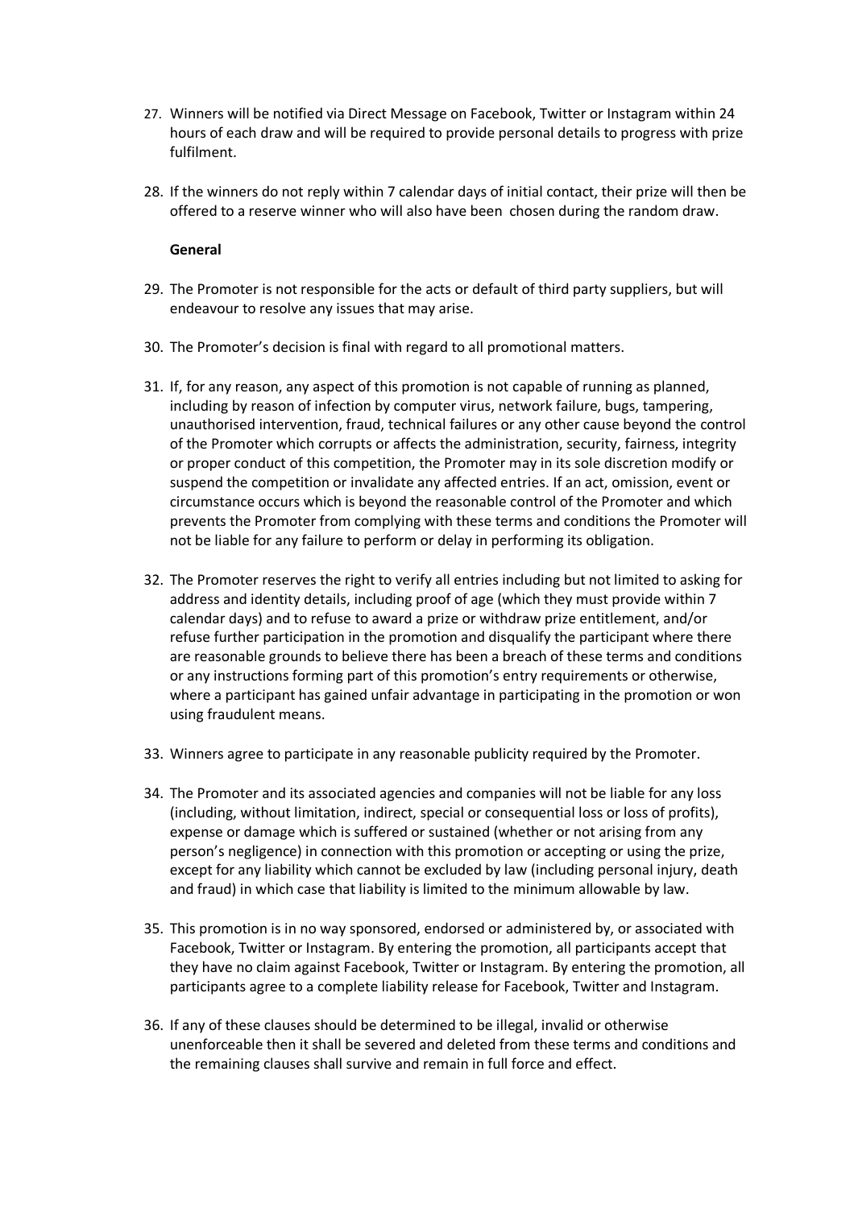27. Winners will be notified via Direct Message on Facebook, Twitter or Instagram within 24 hours of each draw and will be required to provide personal details to progress with prize fulfilment.

28. If the winners do not reply within 7 calendar days of initial contact, their prize will then be offered to a reserve winner who will also have been chosen during the random draw.

**General**

29. The Promoter is not responsible for the acts or default of third party suppliers, but will endeavour to resolve any issues that may arise.

30. The Promoter's decision is final with regard to all promotional matters.

31. If, for any reason, any aspect of this promotion is not capable of running as planned, including by reason of infection by computer virus, network failure, bugs, tampering, unauthorised intervention, fraud, technical failures or any other cause beyond the control of the Promoter which corrupts or affects the administration, security, fairness, integrity or proper conduct of this competition, the Promoter may in its sole discretion modify or suspend the competition or invalidate any affected entries. If an act, omission, event or circumstance occurs which is beyond the reasonable control of the Promoter and which prevents the Promoter from complying with these terms and conditions the Promoter will not be liable for any failure to perform or delay in performing its obligation.

32. The Promoter reserves the right to verify all entries including but not limited to asking for address and identity details, including proof of age (which they must provide within 7 calendar days) and to refuse to award a prize or withdraw prize entitlement, and/or refuse further participation in the promotion and disqualify the participant where there are reasonable grounds to believe there has been a breach of these terms and conditions or any instructions forming part of this promotion's entry requirements or otherwise, where a participant has gained unfair advantage in participating in the promotion or won using fraudulent means.

33. Winners agree to participate in any reasonable publicity required by the Promoter.

34. The Promoter and its associated agencies and companies will not be liable for any loss (including, without limitation, indirect, special or consequential loss or loss of profits), expense or damage which is suffered or sustained (whether or not arising from any person's negligence) in connection with this promotion or accepting or using the prize, except for any liability which cannot be excluded by law (including personal injury, death and fraud) in which case that liability is limited to the minimum allowable by law.

35. This promotion is in no way sponsored, endorsed or administered by, or associated with Facebook, Twitter or Instagram. By entering the promotion, all participants accept that they have no claim against Facebook, Twitter or Instagram. By entering the promotion, all participants agree to a complete liability release for Facebook, Twitter and Instagram.

36. If any of these clauses should be determined to be illegal, invalid or otherwise unenforceable then it shall be severed and deleted from these terms and conditions and the remaining clauses shall survive and remain in full force and effect.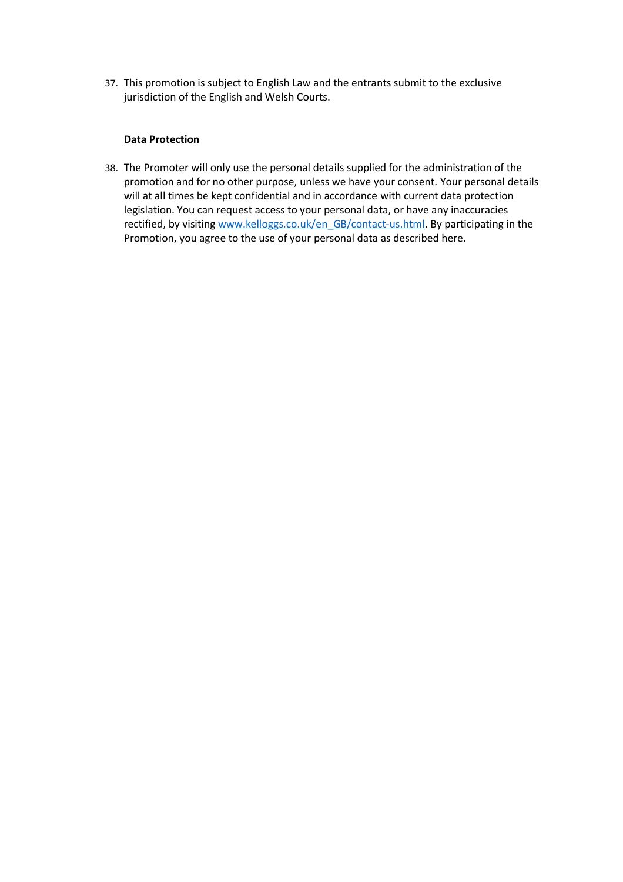37. This promotion is subject to English Law and the entrants submit to the exclusive jurisdiction of the English and Welsh Courts.

**Data Protection**

38. The Promoter will only use the personal details supplied for the administration of the promotion and for no other purpose, unless we have your consent. Your personal details will at all times be kept confidential and in accordance with current data protection legislation. You can request access to your personal data, or have any inaccuracies rectified, by visiting [www.kelloggs.co.uk/en_GB/contact-us.html](www.kelloggs.co.uk/en_GB/contact-us.html). By participating in the Promotion, you agree to the use of your personal data as described here.